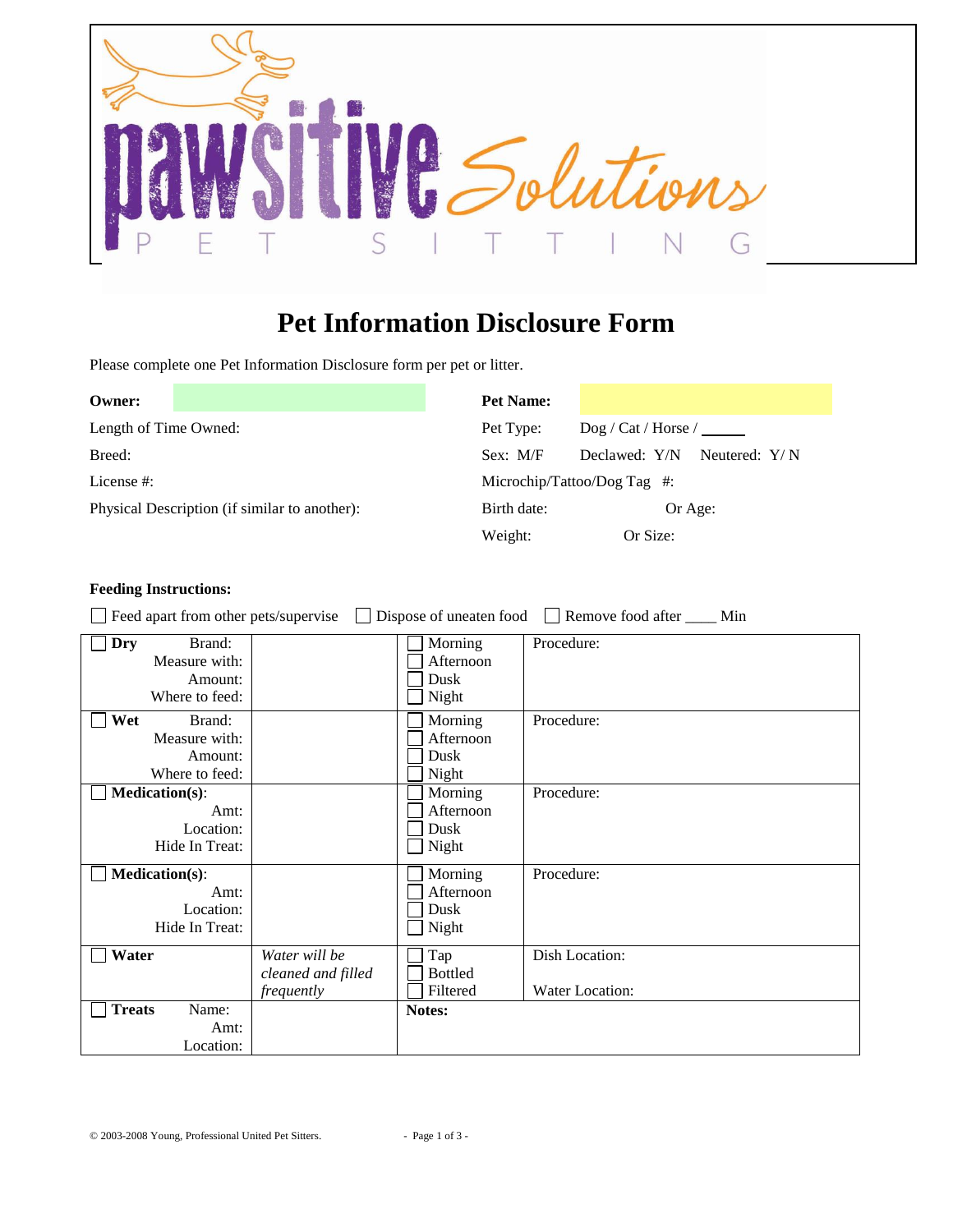pawsitive Solutions

P E T S I T T I N G

# Pet Information Disclosure Form

Please complete one Pet Information Disclosure form per pet or litter.

**Owner:**

Length of Time Owned:

Breed:

License #:

Physical Description (if similar to another):

**Pet Name:**

Pet Type: Dog / Cat / Horse / ______

Sex: M/F Declawed: Y/N Neutered: Y/ N

Microchip/Tattoo/Dog Tag #:

Birth date: Or Age:

Weight: Or Size:

**Feedings Instructions:**

☐ Feed apart from other pets/supervise ☐ Dispose of uneaten food ☐ Remove food after ____ Min

| | | | |
|---|---|---|---|
| ☐ **Dry** Brand:<br>Measure with:<br>Amount:<br>Where to feed: | | ☐ Morning<br>☐ Afternoon<br>☐ Dusk<br>☐ Night | Procedure: |
| ☐ **Wet** Brand:<br>Measure with:<br>Amount:<br>Where to feed: | | ☐ Morning<br>☐ Afternoon<br>☐ Dusk<br>☐ Night | Procedure: |
| ☐ **Medication(s)**:<br>Amt:<br>Location:<br>Hide In Treat: | | ☐ Morning<br>☐ Afternoon<br>☐ Dusk<br>☐ Night | Procedure: |
| ☐ **Medication(s)**:<br>Amt:<br>Location:<br>Hide In Treat: | | ☐ Morning<br>☐ Afternoon<br>☐ Dusk<br>☐ Night | Procedure: |
| ☐ **Water** | *Water will be cleaned and filled frequently* | ☐ Tap<br>☐ Bottled<br>☐ Filtered | Dish Location:<br><br>Water Location: |
| ☐ **Treats** Name:<br>Amt:<br>Location: | | **Notes:** | |

© 2003-2008 Young, Professional United Pet Sitters.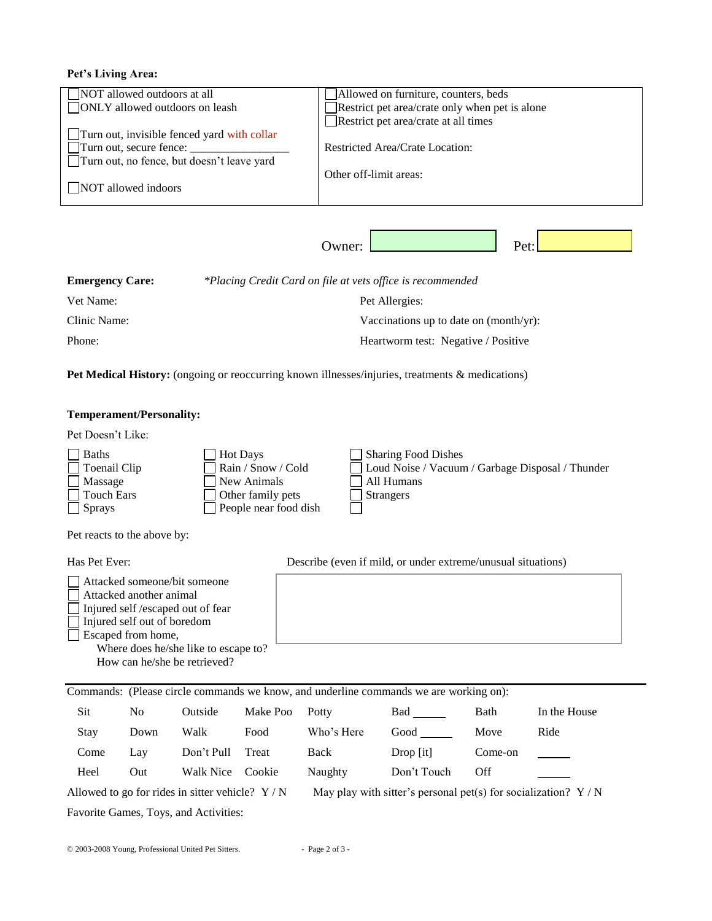**Pet's Living Area:**

| | |
|---|---|
| ☐ NOT allowed outdoors at all<br>☐ ONLY allowed outdoors on leash<br><br>☐ Turn out, invisible fenced yard with collar<br>☐ Turn out, secure fence: ________________<br>☐ Turn out, no fence, but doesn't leave yard<br><br>☐ NOT allowed indoors | ☐ Allowed on furniture, counters, beds<br>☐ Restrict pet area/crate only when pet is alone<br>☐ Restrict pet area/crate at all times<br><br>Restricted Area/Crate Location:<br><br>Other off-limit areas: |

Owner: ____________ Pet: ____________

**Emergency Care:** *\*Placing Credit Card on file at vets office is recommended*

Vet Name:

Clinic Name:

Phone:

Pet Allergies:

Vaccinations up to date on (month/yr):

Heartworm test: Negative / Positive

**Pet Medical History:** (ongoing or reoccurring known illnesses/injuries, treatments & medications)

**Temperament/Personality:**

Pet Doesn't Like:

☐ Baths
☐ Toenail Clip
☐ Massage
☐ Touch Ears
☐ Sprays
☐ Hot Days
☐ Rain / Snow / Cold
☐ New Animals
☐ Other family pets
☐ People near food dish
☐ Sharing Food Dishes
☐ Loud Noise / Vacuum / Garbage Disposal / Thunder
☐ All Humans
☐ Strangers
☐

Pet reacts to the above by:

Has Pet Ever:

☐ Attacked someone/bit someone
☐ Attacked another animal
☐ Injured self /escaped out of fear
☐ Injured self out of boredom
☐ Escaped from home,
Where does he/she like to escape to?
How can he/she be retrieved?

Describe (even if mild, or under extreme/unusual situations)

---

Commands: (Please circle commands we know, and underline commands we are working on):

| | | | | | | | |
|---|---|---|---|---|---|---|---|
| Sit | No | Outside | Make Poo | Potty | Bad _____ | Bath | In the House |
| Stay | Down | Walk | Food | Who's Here | Good _____ | Move | Ride |
| Come | Lay | Don't Pull | Treat | Back | Drop [it] | Come-on | _____ |
| Heel | Out | Walk Nice | Cookie | Naughty | Don't Touch | Off | _____ |

Allowed to go for rides in sitter vehicle? Y / N May play with sitter's personal pet(s) for socialization? Y / N

Favorite Games, Toys, and Activities:

© 2003-2008 Young, Professional United Pet Sitters.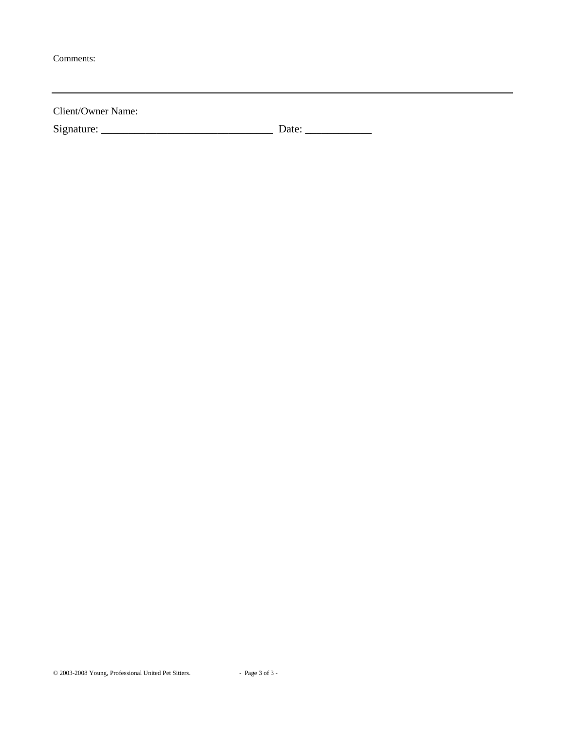Comments:

---

Client/Owner Name:

Signature: _______________________________ Date: ____________

© 2003-2008 Young, Professional United Pet Sitters.